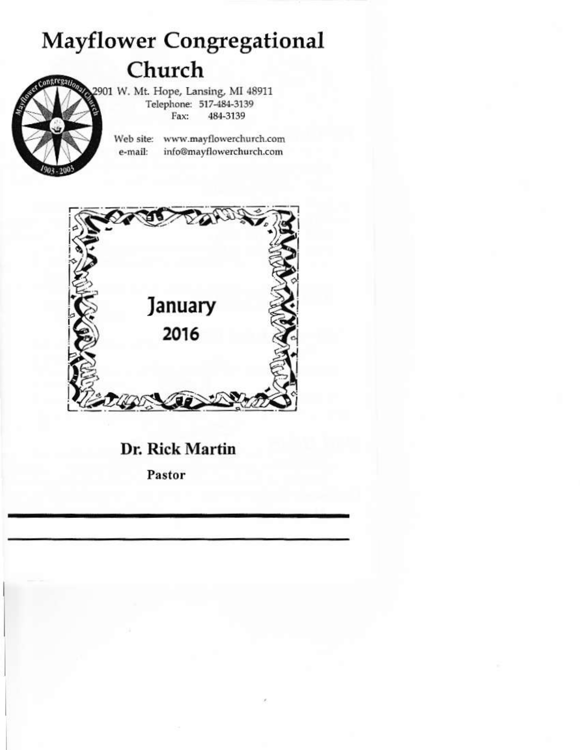# Mayflower Congregational Church

2901 W. Mt. Hope, Lansing, MI 48911
Telephone: 517-484-3139
Fax: 484-3139

Web site: www.mayflowerchurch.com
e-mail: info@mayflowerchurch.com

January
2016

**Dr. Rick Martin**

**Pastor**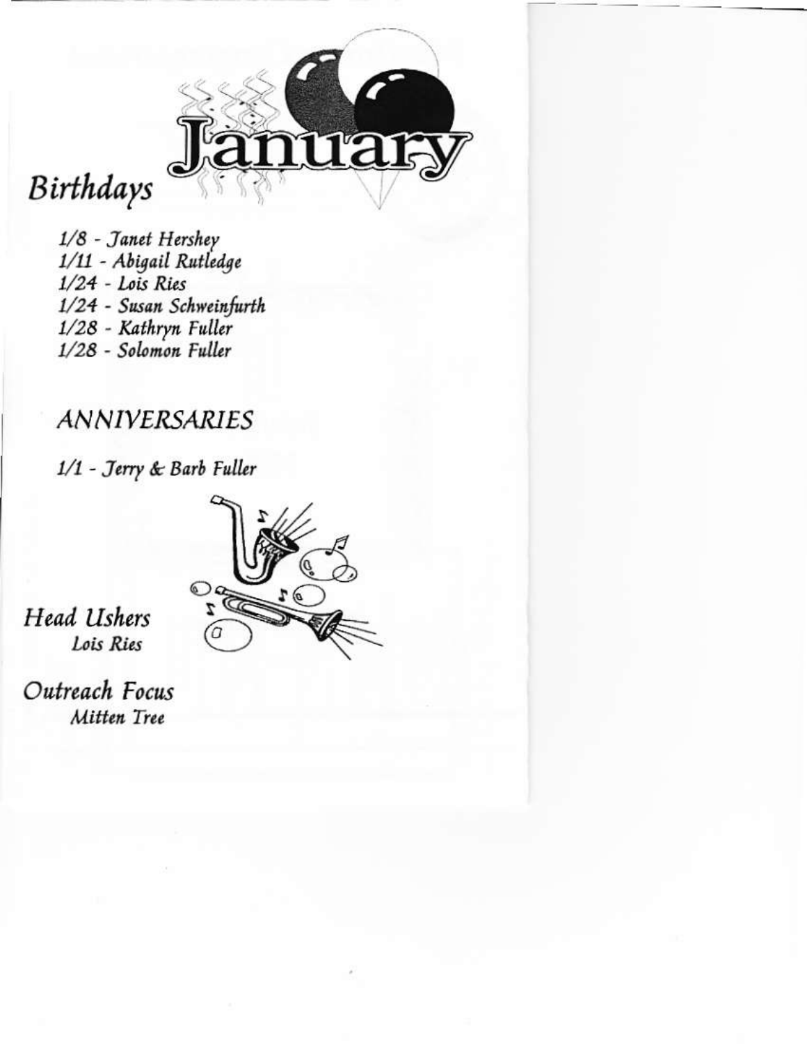# January

## Birthdays

*1/8 - Janet Hershey*
*1/11 - Abigail Rutledge*
*1/24 - Lois Ries*
*1/24 - Susan Schweinfurth*
*1/28 - Kathryn Fuller*
*1/28 - Solomon Fuller*

## ANNIVERSARIES

*1/1 - Jerry & Barb Fuller*

## Head Ushers

*Lois Ries*

## Outreach Focus

*Mitten Tree*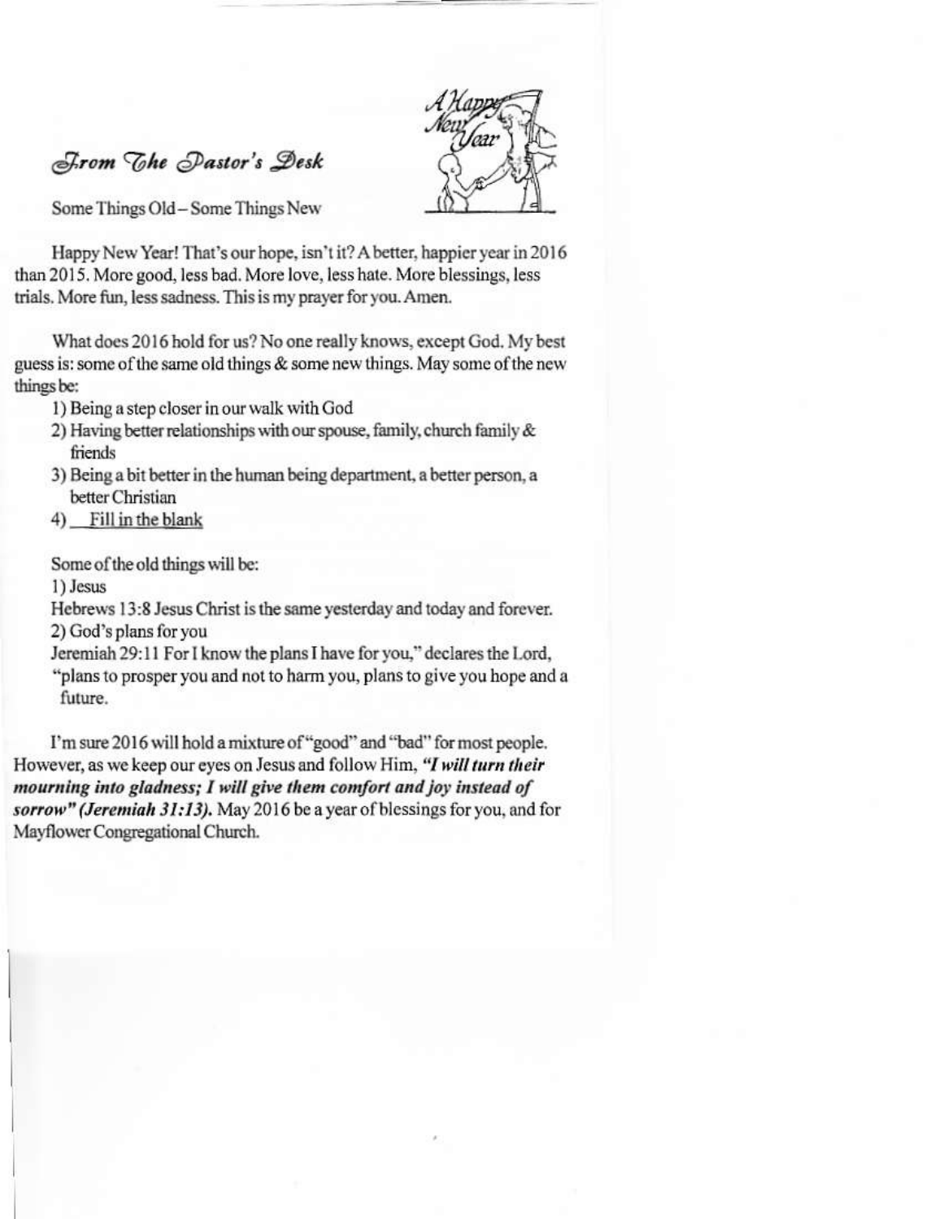## From The Pastor's Desk

Some Things Old – Some Things New

Happy New Year! That's our hope, isn't it? A better, happier year in 2016 than 2015. More good, less bad. More love, less hate. More blessings, less trials. More fun, less sadness. This is my prayer for you. Amen.

What does 2016 hold for us? No one really knows, except God. My best guess is: some of the same old things & some new things. May some of the new things be:

1) Being a step closer in our walk with God
2) Having better relationships with our spouse, family, church family & friends
3) Being a bit better in the human being department, a better person, a better Christian
4) Fill in the blank

Some of the old things will be:

1) Jesus

Hebrews 13:8 Jesus Christ is the same yesterday and today and forever.

2) God's plans for you

Jeremiah 29:11 For I know the plans I have for you," declares the Lord, "plans to prosper you and not to harm you, plans to give you hope and a future.

I'm sure 2016 will hold a mixture of "good" and "bad" for most people. However, as we keep our eyes on Jesus and follow Him, ***"I will turn their mourning into gladness; I will give them comfort and joy instead of sorrow" (Jeremiah 31:13).*** May 2016 be a year of blessings for you, and for Mayflower Congregational Church.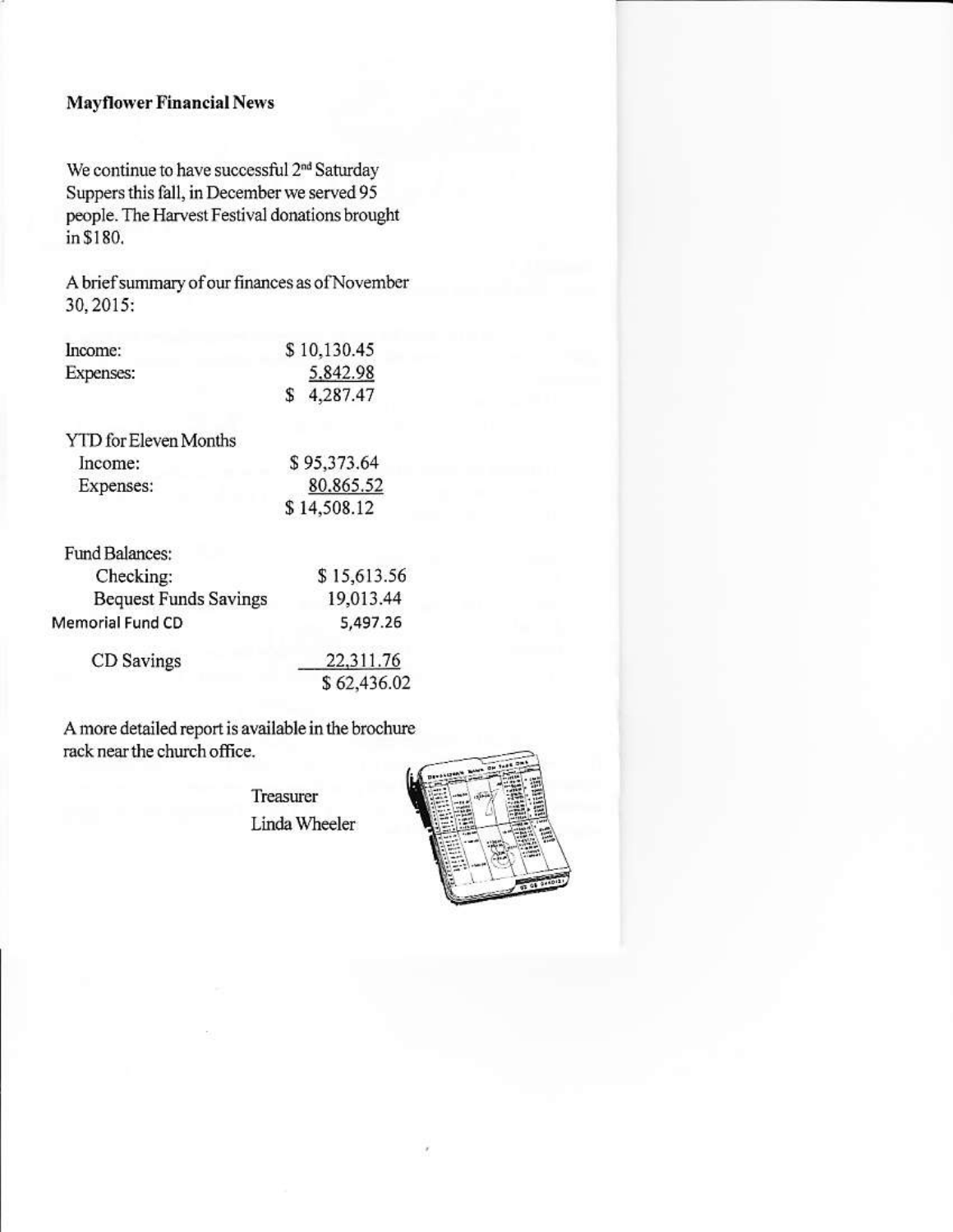**Mayflower Financial News**

We continue to have successful 2nd Saturday Suppers this fall, in December we served 95 people. The Harvest Festival donations brought in $180.

A brief summary of our finances as of November 30, 2015:

| | |
|---|---|
| Income: | $ 10,130.45 |
| Expenses: | 5,842.98 |
| | $ 4,287.47 |

| | |
|---|---|
| YTD for Eleven Months | |
| Income: | $ 95,373.64 |
| Expenses: | 80,865.52 |
| | $ 14,508.12 |

| | |
|---|---|
| Fund Balances: | |
| Checking: | $ 15,613.56 |
| Bequest Funds Savings | 19,013.44 |
| Memorial Fund CD | 5,497.26 |
| CD Savings | 22,311.76 |
| | $ 62,436.02 |

A more detailed report is available in the brochure rack near the church office.

Treasurer
Linda Wheeler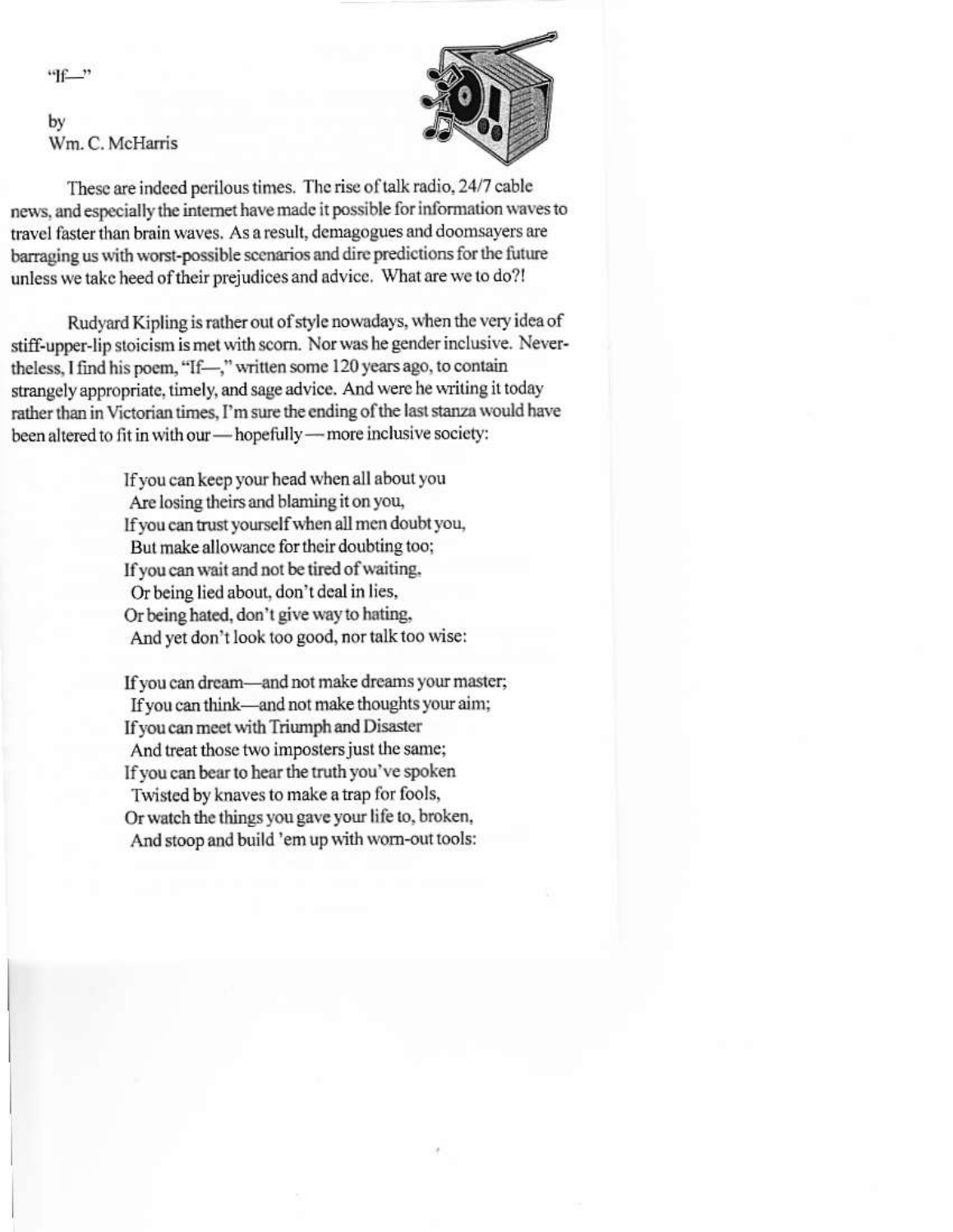"If—"

by
Wm. C. McHarris

These are indeed perilous times. The rise of talk radio, 24/7 cable news, and especially the internet have made it possible for information waves to travel faster than brain waves. As a result, demagogues and doomsayers are barraging us with worst-possible scenarios and dire predictions for the future unless we take heed of their prejudices and advice. What are we to do?!

Rudyard Kipling is rather out of style nowadays, when the very idea of stiff-upper-lip stoicism is met with scorn. Nor was he gender inclusive. Nevertheless, I find his poem, "If—," written some 120 years ago, to contain strangely appropriate, timely, and sage advice. And were he writing it today rather than in Victorian times, I'm sure the ending of the last stanza would have been altered to fit in with our — hopefully — more inclusive society:

> If you can keep your head when all about you
>  Are losing theirs and blaming it on you,
> If you can trust yourself when all men doubt you,
>  But make allowance for their doubting too;
> If you can wait and not be tired of waiting,
>  Or being lied about, don't deal in lies,
> Or being hated, don't give way to hating,
>  And yet don't look too good, nor talk too wise:
>
> If you can dream—and not make dreams your master;
>  If you can think—and not make thoughts your aim;
> If you can meet with Triumph and Disaster
>  And treat those two imposters just the same;
> If you can bear to hear the truth you've spoken
>  Twisted by knaves to make a trap for fools,
> Or watch the things you gave your life to, broken,
>  And stoop and build 'em up with worn-out tools: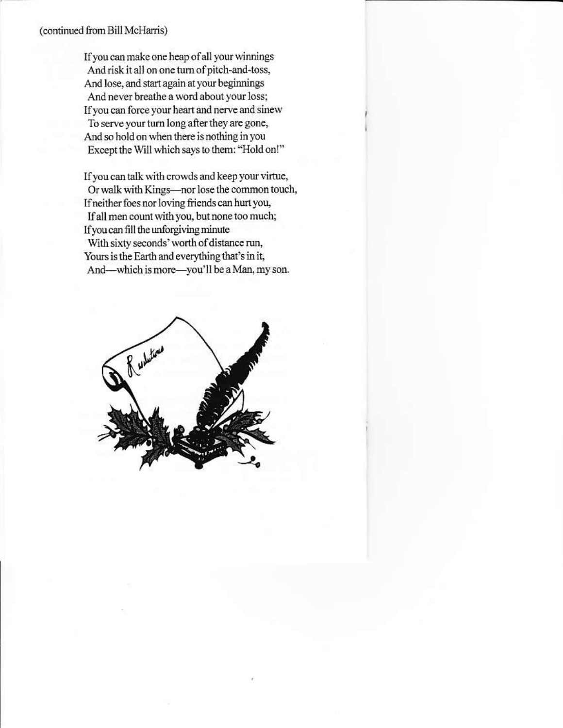(continued from Bill McHarris)

If you can make one heap of all your winnings  
 And risk it all on one turn of pitch-and-toss,  
And lose, and start again at your beginnings  
 And never breathe a word about your loss;  
If you can force your heart and nerve and sinew  
 To serve your turn long after they are gone,  
And so hold on when there is nothing in you  
 Except the Will which says to them: "Hold on!"

If you can talk with crowds and keep your virtue,  
 Or walk with Kings—nor lose the common touch,  
If neither foes nor loving friends can hurt you,  
 If all men count with you, but none too much;  
If you can fill the unforgiving minute  
 With sixty seconds' worth of distance run,  
Yours is the Earth and everything that's in it,  
 And—which is more—you'll be a Man, my son.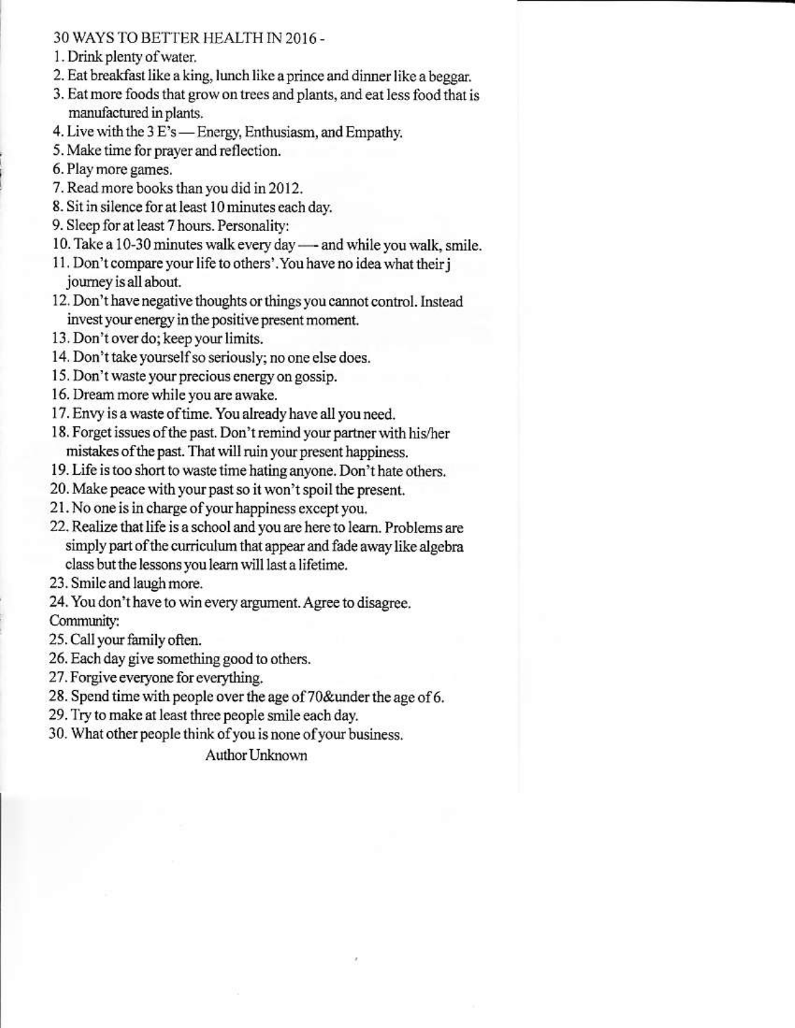30 WAYS TO BETTER HEALTH IN 2016 -

1. Drink plenty of water.
2. Eat breakfast like a king, lunch like a prince and dinner like a beggar.
3. Eat more foods that grow on trees and plants, and eat less food that is manufactured in plants.
4. Live with the 3 E's — Energy, Enthusiasm, and Empathy.
5. Make time for prayer and reflection.
6. Play more games.
7. Read more books than you did in 2012.
8. Sit in silence for at least 10 minutes each day.
9. Sleep for at least 7 hours. Personality:
10. Take a 10-30 minutes walk every day — and while you walk, smile.
11. Don't compare your life to others'. You have no idea what their j journey is all about.
12. Don't have negative thoughts or things you cannot control. Instead invest your energy in the positive present moment.
13. Don't over do; keep your limits.
14. Don't take yourself so seriously; no one else does.
15. Don't waste your precious energy on gossip.
16. Dream more while you are awake.
17. Envy is a waste of time. You already have all you need.
18. Forget issues of the past. Don't remind your partner with his/her mistakes of the past. That will ruin your present happiness.
19. Life is too short to waste time hating anyone. Don't hate others.
20. Make peace with your past so it won't spoil the present.
21. No one is in charge of your happiness except you.
22. Realize that life is a school and you are here to learn. Problems are simply part of the curriculum that appear and fade away like algebra class but the lessons you learn will last a lifetime.
23. Smile and laugh more.
24. You don't have to win every argument. Agree to disagree.

Community:

25. Call your family often.
26. Each day give something good to others.
27. Forgive everyone for everything.
28. Spend time with people over the age of 70&under the age of 6.
29. Try to make at least three people smile each day.
30. What other people think of you is none of your business.

Author Unknown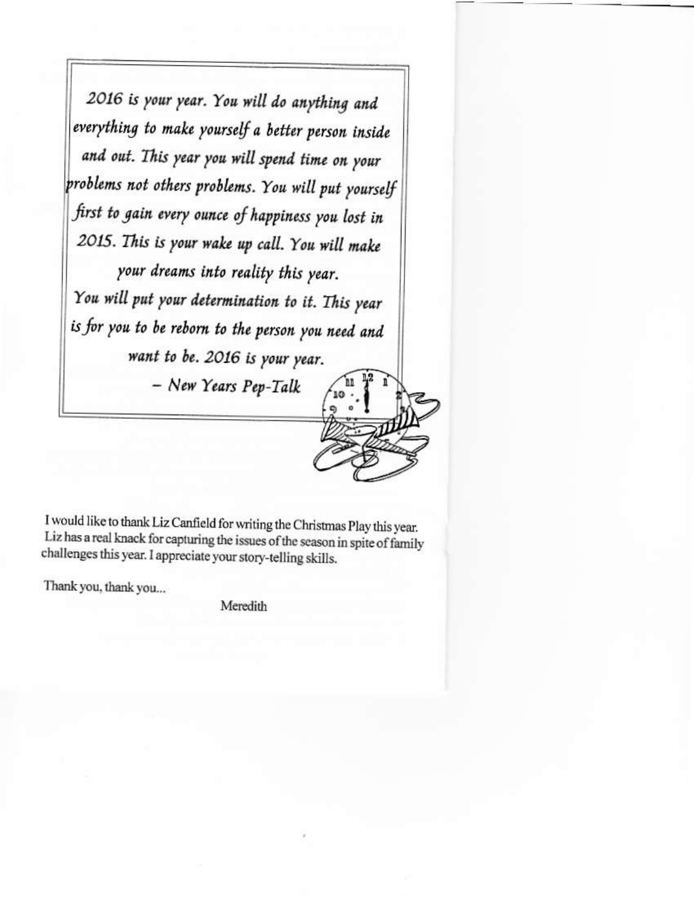*2016 is your year. You will do anything and everything to make yourself a better person inside and out. This year you will spend time on your problems not others problems. You will put yourself first to gain every ounce of happiness you lost in 2015. This is your wake up call. You will make your dreams into reality this year.*
*You will put your determination to it. This year is for you to be reborn to the person you need and want to be. 2016 is your year.*

*– New Years Pep-Talk*

I would like to thank Liz Canfield for writing the Christmas Play this year. Liz has a real knack for capturing the issues of the season in spite of family challenges this year. I appreciate your story-telling skills.

Thank you, thank you...

Meredith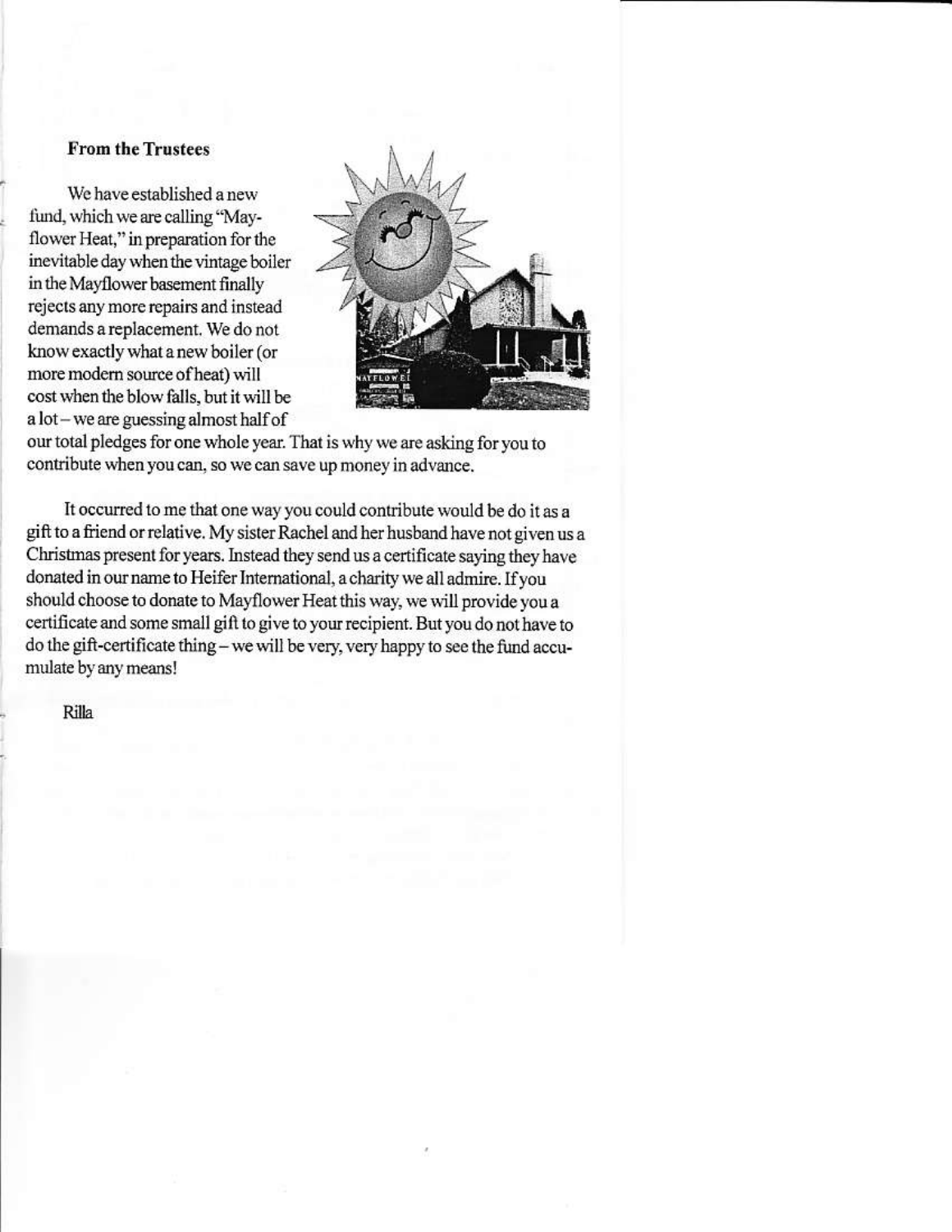**From the Trustees**

We have established a new fund, which we are calling "Mayflower Heat," in preparation for the inevitable day when the vintage boiler in the Mayflower basement finally rejects any more repairs and instead demands a replacement. We do not know exactly what a new boiler (or more modern source of heat) will cost when the blow falls, but it will be a lot – we are guessing almost half of our total pledges for one whole year. That is why we are asking for you to contribute when you can, so we can save up money in advance.

It occurred to me that one way you could contribute would be do it as a gift to a friend or relative. My sister Rachel and her husband have not given us a Christmas present for years. Instead they send us a certificate saying they have donated in our name to Heifer International, a charity we all admire. If you should choose to donate to Mayflower Heat this way, we will provide you a certificate and some small gift to give to your recipient. But you do not have to do the gift-certificate thing – we will be very, very happy to see the fund accumulate by any means!

Rilla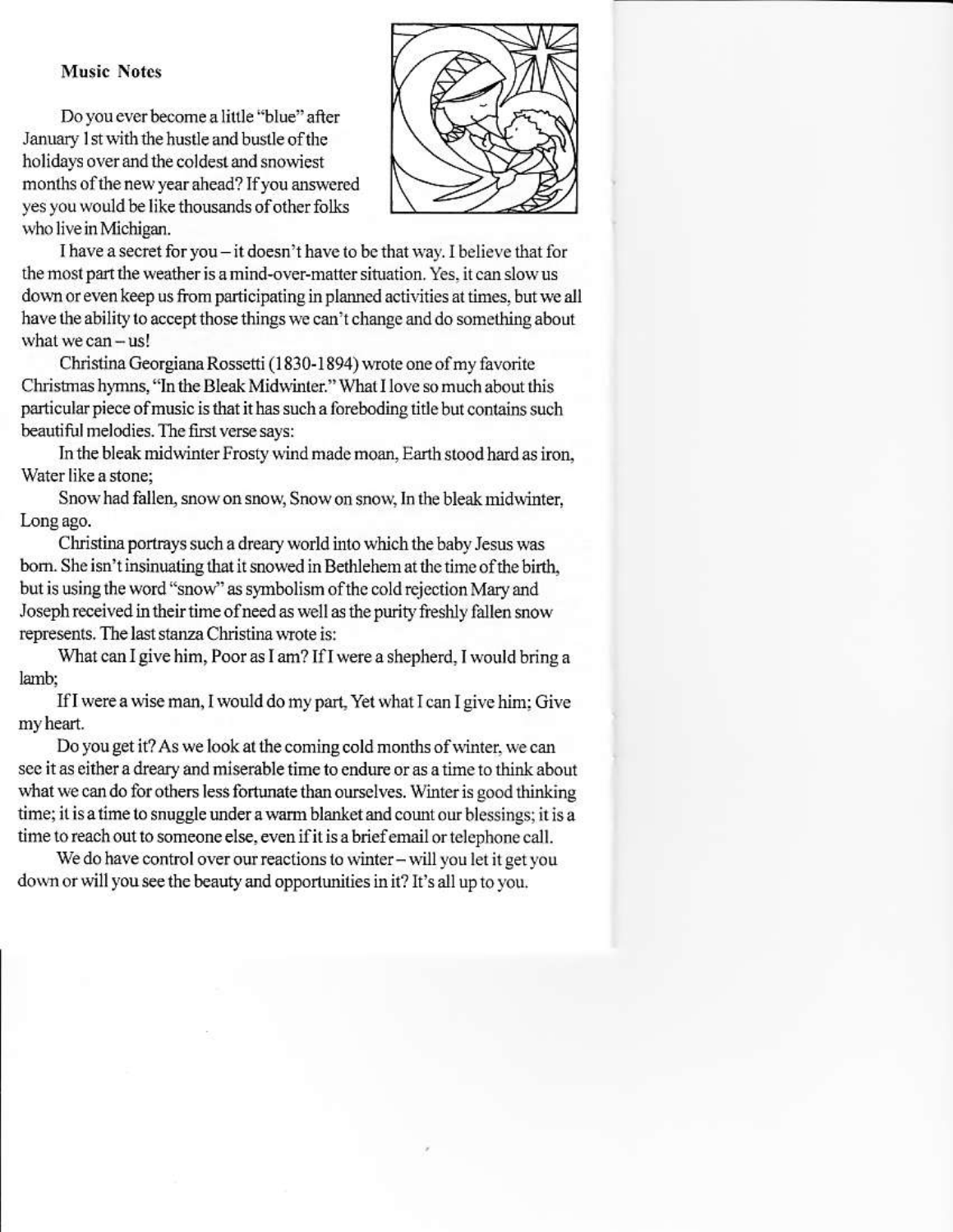**Music Notes**

Do you ever become a little "blue" after January 1st with the hustle and bustle of the holidays over and the coldest and snowiest months of the new year ahead? If you answered yes you would be like thousands of other folks who live in Michigan.

I have a secret for you – it doesn't have to be that way. I believe that for the most part the weather is a mind-over-matter situation. Yes, it can slow us down or even keep us from participating in planned activities at times, but we all have the ability to accept those things we can't change and do something about what we can – us!

Christina Georgiana Rossetti (1830-1894) wrote one of my favorite Christmas hymns, "In the Bleak Midwinter." What I love so much about this particular piece of music is that it has such a foreboding title but contains such beautiful melodies. The first verse says:

In the bleak midwinter Frosty wind made moan, Earth stood hard as iron, Water like a stone;

Snow had fallen, snow on snow, Snow on snow, In the bleak midwinter, Long ago.

Christina portrays such a dreary world into which the baby Jesus was born. She isn't insinuating that it snowed in Bethlehem at the time of the birth, but is using the word "snow" as symbolism of the cold rejection Mary and Joseph received in their time of need as well as the purity freshly fallen snow represents. The last stanza Christina wrote is:

What can I give him, Poor as I am? If I were a shepherd, I would bring a lamb;

If I were a wise man, I would do my part, Yet what I can I give him; Give my heart.

Do you get it? As we look at the coming cold months of winter, we can see it as either a dreary and miserable time to endure or as a time to think about what we can do for others less fortunate than ourselves. Winter is good thinking time; it is a time to snuggle under a warm blanket and count our blessings; it is a time to reach out to someone else, even if it is a brief email or telephone call.

We do have control over our reactions to winter – will you let it get you down or will you see the beauty and opportunities in it? It's all up to you.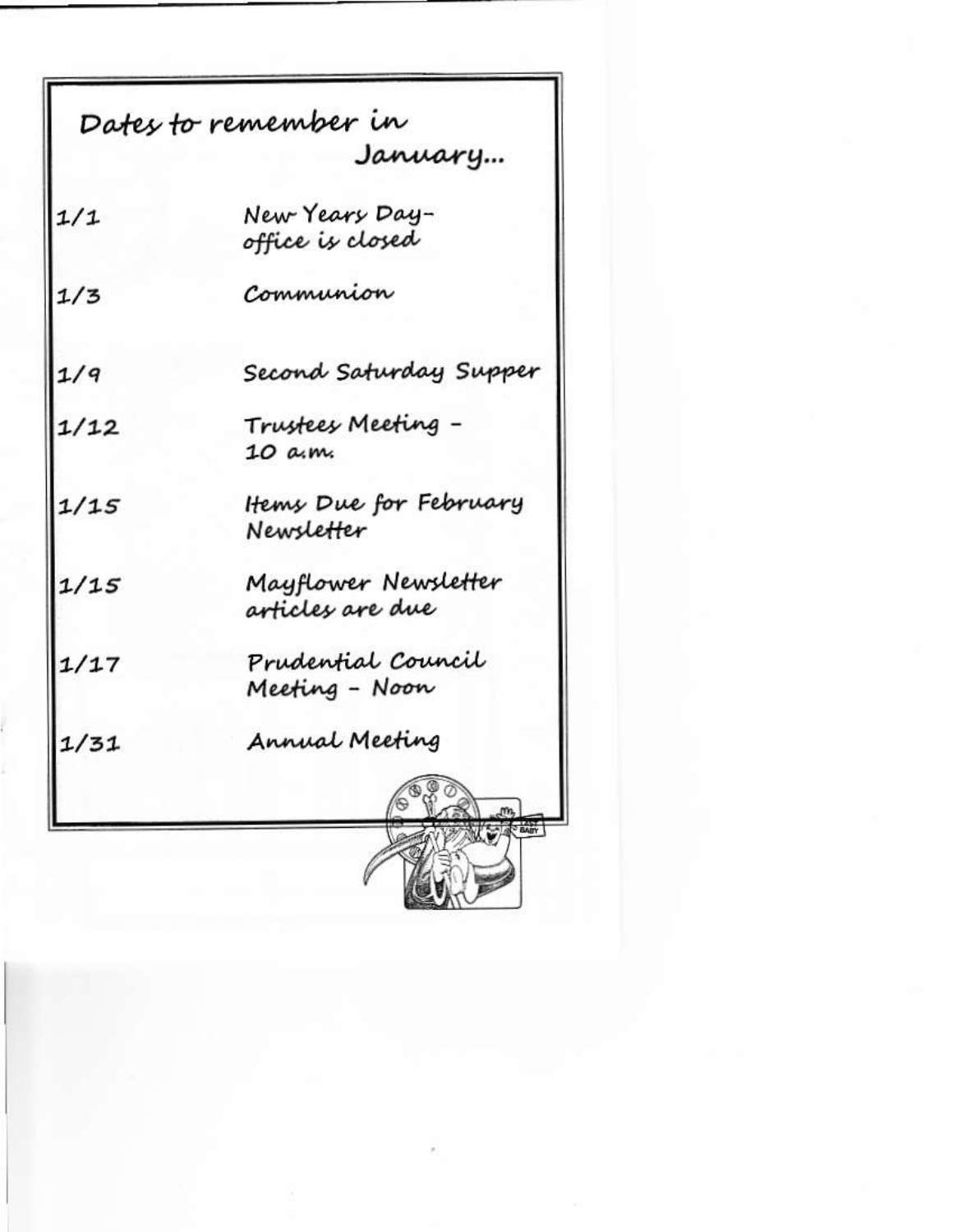# Dates to remember in January...

| | |
|---|---|
| 1/1 | New Years Day- office is closed |
| 1/3 | Communion |
| 1/9 | Second Saturday Supper |
| 1/12 | Trustees Meeting - 10 a.m. |
| 1/15 | Items Due for February Newsletter |
| 1/15 | Mayflower Newsletter articles are due |
| 1/17 | Prudential Council Meeting - Noon |
| 1/31 | Annual Meeting |